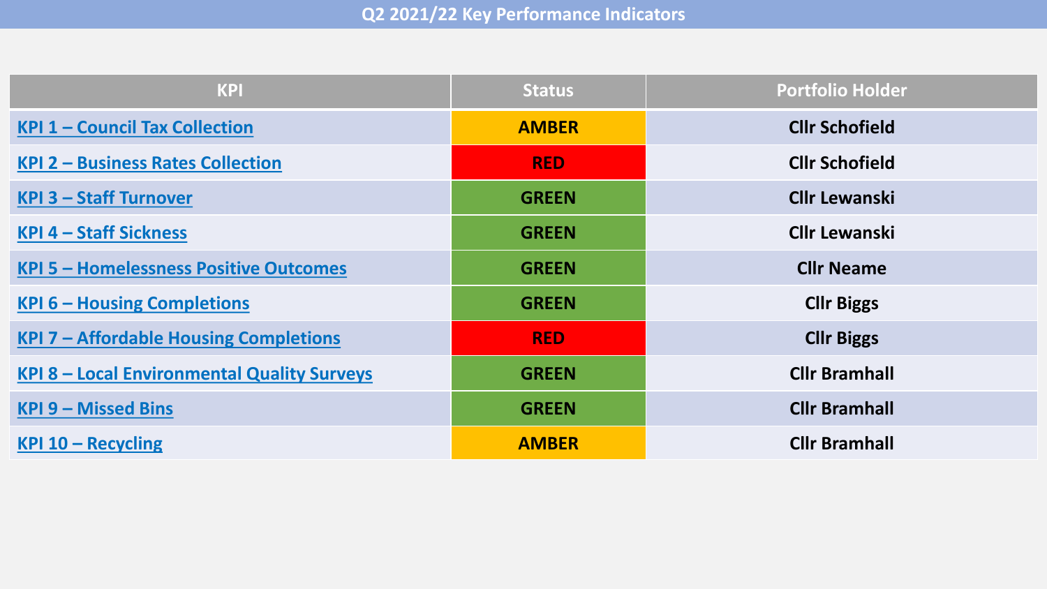# Q2 2021/22 Key Performance Indicators

| KPI | Status | Portfolio Holder |
|---|---|---|
| KPI 1 – Council Tax Collection | AMBER | Cllr Schofield |
| KPI 2 – Business Rates Collection | RED | Cllr Schofield |
| KPI 3 – Staff Turnover | GREEN | Cllr Lewanski |
| KPI 4 – Staff Sickness | GREEN | Cllr Lewanski |
| KPI 5 – Homelessness Positive Outcomes | GREEN | Cllr Neame |
| KPI 6 – Housing Completions | GREEN | Cllr Biggs |
| KPI 7 – Affordable Housing Completions | RED | Cllr Biggs |
| KPI 8 – Local Environmental Quality Surveys | GREEN | Cllr Bramhall |
| KPI 9 – Missed Bins | GREEN | Cllr Bramhall |
| KPI 10 – Recycling | AMBER | Cllr Bramhall |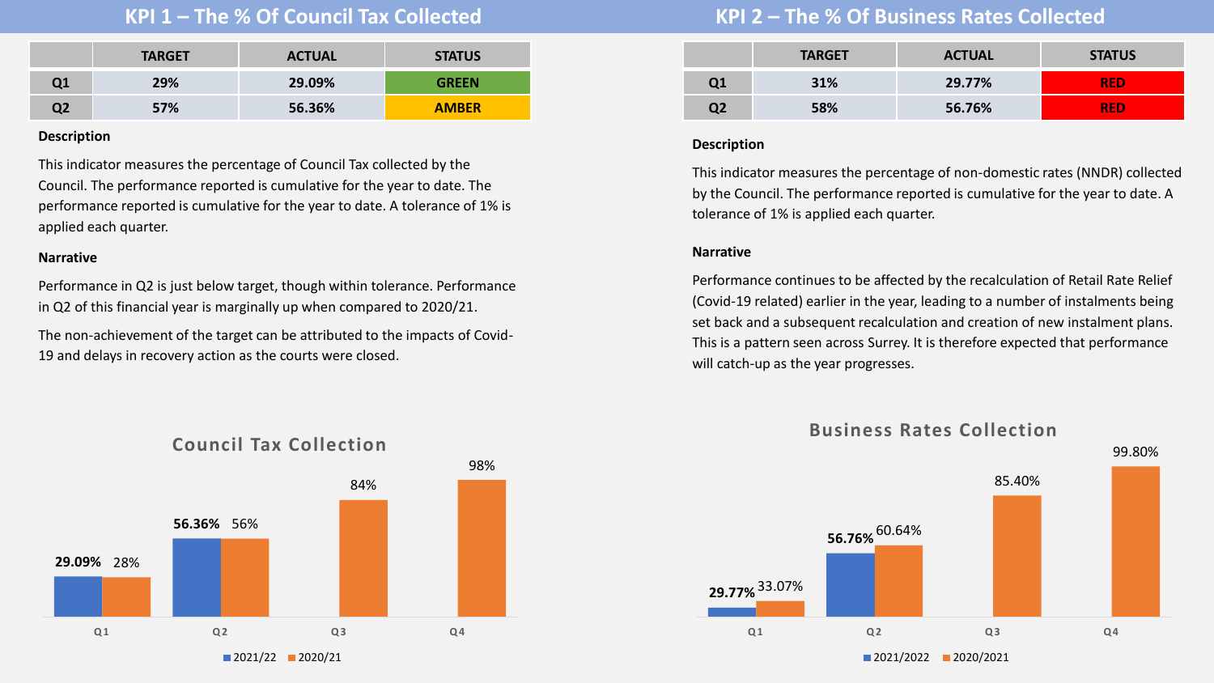## KPI 1 – The % Of Council Tax Collected

| | TARGET | ACTUAL | STATUS |
|---|---|---|---|
| Q1 | 29% | 29.09% | GREEN |
| Q2 | 57% | 56.36% | AMBER |

**Description**

This indicator measures the percentage of Council Tax collected by the Council. The performance reported is cumulative for the year to date. The performance reported is cumulative for the year to date. A tolerance of 1% is applied each quarter.

**Narrative**

Performance in Q2 is just below target, though within tolerance. Performance in Q2 of this financial year is marginally up when compared to 2020/21.

The non-achievement of the target can be attributed to the impacts of Covid-19 and delays in recovery action as the courts were closed.

**Council Tax Collection**

| | 2021/22 | 2020/21 |
|---|---|---|
| Q1 | 29.09% | 28% |
| Q2 | 56.36% | 56% |
| Q3 | | 84% |
| Q4 | | 98% |

## KPI 2 – The % Of Business Rates Collected

| | TARGET | ACTUAL | STATUS |
|---|---|---|---|
| Q1 | 31% | 29.77% | RED |
| Q2 | 58% | 56.76% | RED |

**Description**

This indicator measures the percentage of non-domestic rates (NNDR) collected by the Council. The performance reported is cumulative for the year to date. A tolerance of 1% is applied each quarter.

**Narrative**

Performance continues to be affected by the recalculation of Retail Rate Relief (Covid-19 related) earlier in the year, leading to a number of instalments being set back and a subsequent recalculation and creation of new instalment plans. This is a pattern seen across Surrey. It is therefore expected that performance will catch-up as the year progresses.

**Business Rates Collection**

| | 2021/2022 | 2020/2021 |
|---|---|---|
| Q1 | 29.77% | 33.07% |
| Q2 | 56.76% | 60.64% |
| Q3 | | 85.40% |
| Q4 | | 99.80% |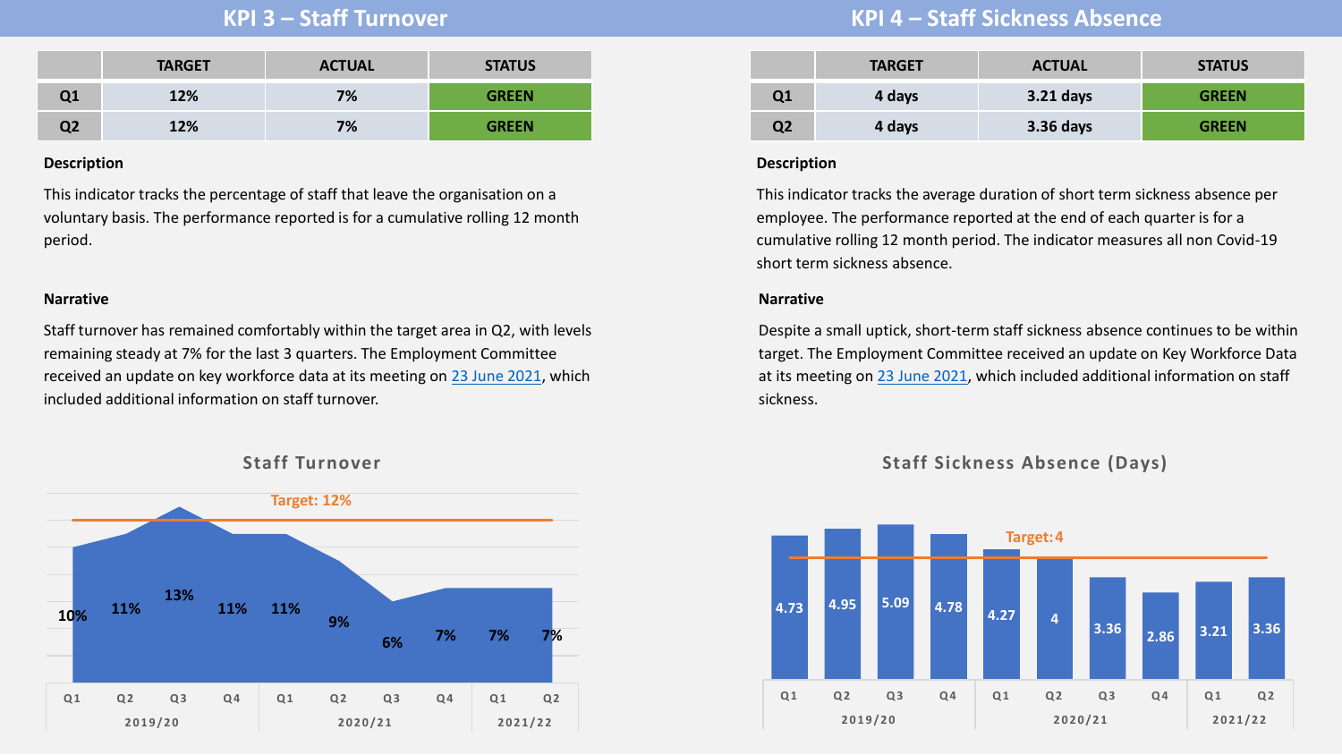## KPI 3 – Staff Turnover

| | TARGET | ACTUAL | STATUS |
|---|---|---|---|
| Q1 | 12% | 7% | GREEN |
| Q2 | 12% | 7% | GREEN |

**Description**

This indicator tracks the percentage of staff that leave the organisation on a voluntary basis. The performance reported is for a cumulative rolling 12 month period.

**Narrative**

Staff turnover has remained comfortably within the target area in Q2, with levels remaining steady at 7% for the last 3 quarters. The Employment Committee received an update on key workforce data at its meeting on 23 June 2021, which included additional information on staff turnover.

**Staff Turnover**

Target: 12%

| Year | Quarter | Staff Turnover |
|---|---|---|
| 2019/20 | Q1 | 10% |
| | Q2 | 11% |
| | Q3 | 13% |
| | Q4 | 11% |
| 2020/21 | Q1 | 11% |
| | Q2 | 9% |
| | Q3 | 6% |
| | Q4 | 7% |
| 2021/22 | Q1 | 7% |
| | Q2 | 7% |

## KPI 4 – Staff Sickness Absence

| | TARGET | ACTUAL | STATUS |
|---|---|---|---|
| Q1 | 4 days | 3.21 days | GREEN |
| Q2 | 4 days | 3.36 days | GREEN |

**Description**

This indicator tracks the average duration of short term sickness absence per employee. The performance reported at the end of each quarter is for a cumulative rolling 12 month period. The indicator measures all non Covid-19 short term sickness absence.

**Narrative**

Despite a small uptick, short-term staff sickness absence continues to be within target. The Employment Committee received an update on Key Workforce Data at its meeting on 23 June 2021, which included additional information on staff sickness.

**Staff Sickness Absence (Days)**

Target: 4

| Year | Quarter | Days |
|---|---|---|
| 2019/20 | Q1 | 4.73 |
| | Q2 | 4.95 |
| | Q3 | 5.09 |
| | Q4 | 4.78 |
| 2020/21 | Q1 | 4.27 |
| | Q2 | 4 |
| | Q3 | 3.36 |
| | Q4 | 2.86 |
| 2021/22 | Q1 | 3.21 |
| | Q2 | 3.36 |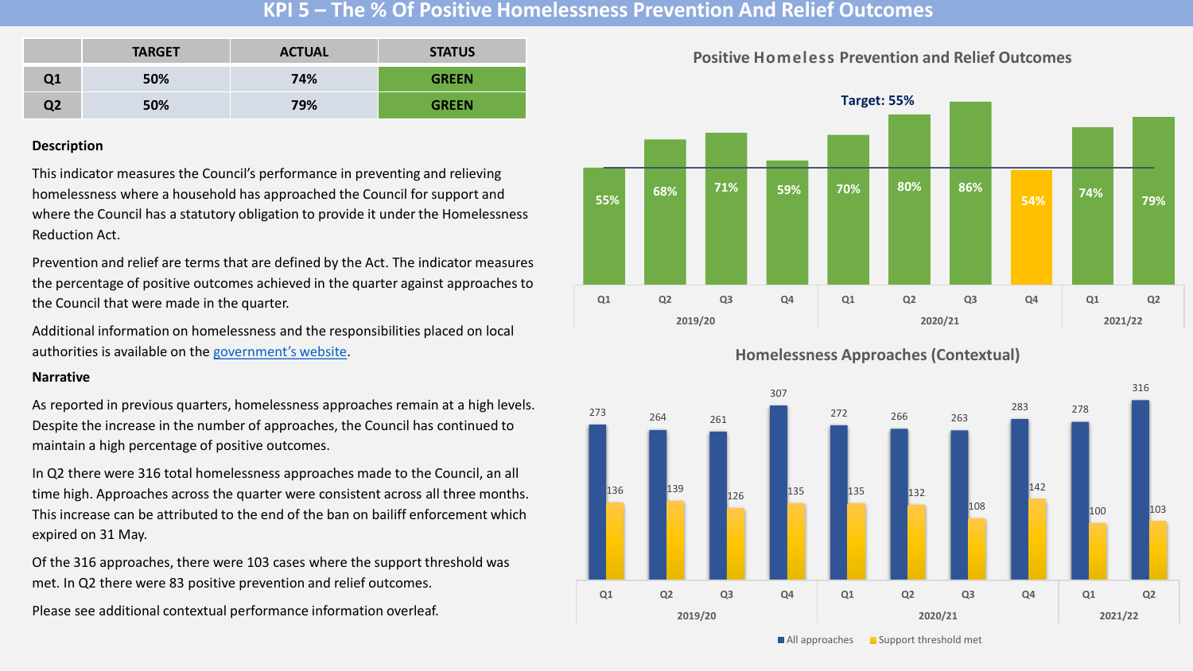# KPI 5 – The % Of Positive Homelessness Prevention And Relief Outcomes

| | TARGET | ACTUAL | STATUS |
|---|---|---|---|
| Q1 | 50% | 74% | GREEN |
| Q2 | 50% | 79% | GREEN |

**Description**

This indicator measures the Council's performance in preventing and relieving homelessness where a household has approached the Council for support and where the Council has a statutory obligation to provide it under the Homelessness Reduction Act.

Prevention and relief are terms that are defined by the Act. The indicator measures the percentage of positive outcomes achieved in the quarter against approaches to the Council that were made in the quarter.

Additional information on homelessness and the responsibilities placed on local authorities is available on the [government's website](government's website).

**Narrative**

As reported in previous quarters, homelessness approaches remain at a high levels. Despite the increase in the number of approaches, the Council has continued to maintain a high percentage of positive outcomes.

In Q2 there were 316 total homelessness approaches made to the Council, an all time high. Approaches across the quarter were consistent across all three months. This increase can be attributed to the end of the ban on bailiff enforcement which expired on 31 May.

Of the 316 approaches, there were 103 cases where the support threshold was met. In Q2 there were 83 positive prevention and relief outcomes.

Please see additional contextual performance information overleaf.

## Positive Homeless Prevention and Relief Outcomes

Target: 55%

| Year | Quarter | Outcome |
|---|---|---|
| 2019/20 | Q1 | 55% |
| 2019/20 | Q2 | 68% |
| 2019/20 | Q3 | 71% |
| 2019/20 | Q4 | 59% |
| 2020/21 | Q1 | 70% |
| 2020/21 | Q2 | 80% |
| 2020/21 | Q3 | 86% |
| 2020/21 | Q4 | 54% |
| 2021/22 | Q1 | 74% |
| 2021/22 | Q2 | 79% |

## Homelessness Approaches (Contextual)

| Year | Quarter | All approaches | Support threshold met |
|---|---|---|---|
| 2019/20 | Q1 | 273 | 136 |
| 2019/20 | Q2 | 264 | 139 |
| 2019/20 | Q3 | 261 | 126 |
| 2019/20 | Q4 | 307 | 135 |
| 2020/21 | Q1 | 272 | 135 |
| 2020/21 | Q2 | 266 | 132 |
| 2020/21 | Q3 | 263 | 108 |
| 2020/21 | Q4 | 283 | 142 |
| 2021/22 | Q1 | 278 | 100 |
| 2021/22 | Q2 | 316 | 103 |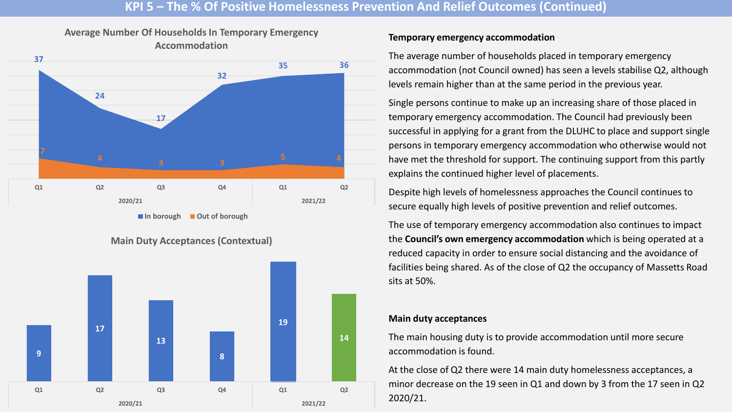# KPI 5 – The % Of Positive Homelessness Prevention And Relief Outcomes (Continued)

**Average Number Of Households In Temporary Emergency Accommodation**

| Year | Quarter | In borough | Out of borough |
|---|---|---|---|
| 2020/21 | Q1 | 37 | 7 |
| 2020/21 | Q2 | 24 | 4 |
| 2020/21 | Q3 | 17 | 3 |
| 2020/21 | Q4 | 32 | 3 |
| 2021/22 | Q1 | 35 | 5 |
| 2021/22 | Q2 | 36 | 4 |

**Main Duty Acceptances (Contextual)**

| Year | Quarter | Main Duty Acceptances |
|---|---|---|
| 2020/21 | Q1 | 9 |
| 2020/21 | Q2 | 17 |
| 2020/21 | Q3 | 13 |
| 2020/21 | Q4 | 8 |
| 2021/22 | Q1 | 19 |
| 2021/22 | Q2 | 14 |

### Temporary emergency accommodation

The average number of households placed in temporary emergency accommodation (not Council owned) has seen a levels stabilise Q2, although levels remain higher than at the same period in the previous year.

Single persons continue to make up an increasing share of those placed in temporary emergency accommodation. The Council had previously been successful in applying for a grant from the DLUHC to place and support single persons in temporary emergency accommodation who otherwise would not have met the threshold for support. The continuing support from this partly explains the continued higher level of placements.

Despite high levels of homelessness approaches the Council continues to secure equally high levels of positive prevention and relief outcomes.

The use of temporary emergency accommodation also continues to impact the **Council's own emergency accommodation** which is being operated at a reduced capacity in order to ensure social distancing and the avoidance of facilities being shared. As of the close of Q2 the occupancy of Massetts Road sits at 50%.

### Main duty acceptances

The main housing duty is to provide accommodation until more secure accommodation is found.

At the close of Q2 there were 14 main duty homelessness acceptances, a minor decrease on the 19 seen in Q1 and down by 3 from the 17 seen in Q2 2020/21.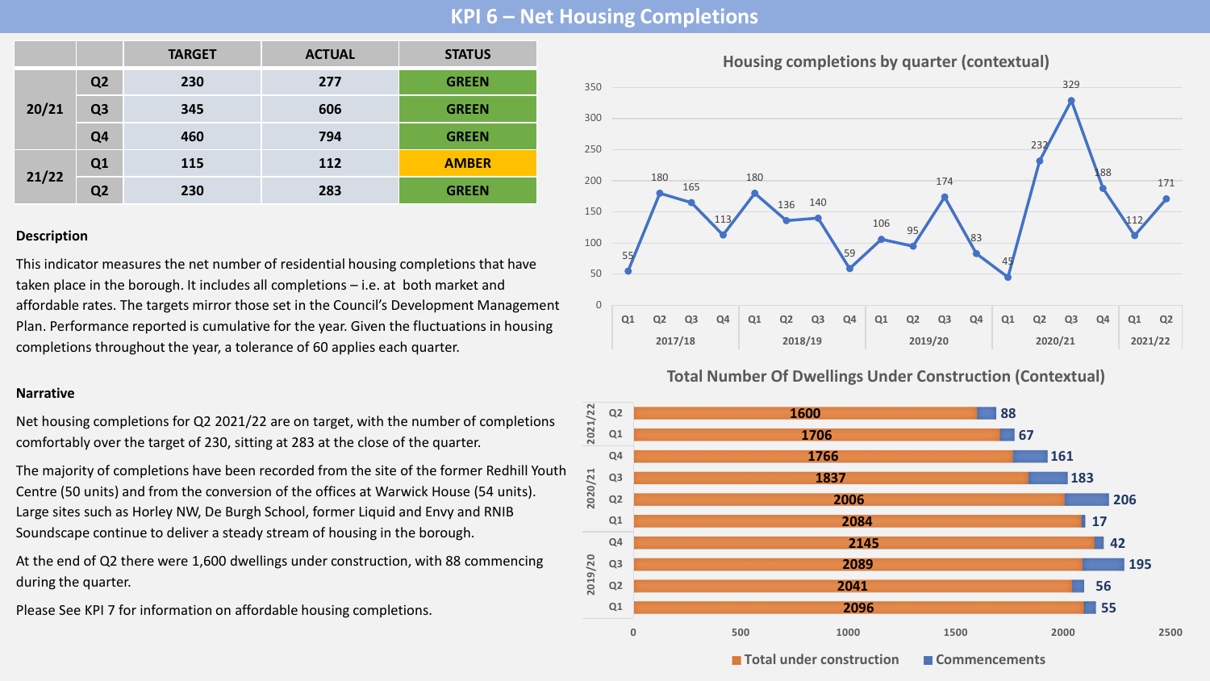# KPI 6 – Net Housing Completions

| | | TARGET | ACTUAL | STATUS |
|---|---|---|---|---|
| 20/21 | Q2 | 230 | 277 | GREEN |
| | Q3 | 345 | 606 | GREEN |
| | Q4 | 460 | 794 | GREEN |
| 21/22 | Q1 | 115 | 112 | AMBER |
| | Q2 | 230 | 283 | GREEN |

**Description**

This indicator measures the net number of residential housing completions that have taken place in the borough. It includes all completions – i.e. at both market and affordable rates. The targets mirror those set in the Council's Development Management Plan. Performance reported is cumulative for the year. Given the fluctuations in housing completions throughout the year, a tolerance of 60 applies each quarter.

**Narrative**

Net housing completions for Q2 2021/22 are on target, with the number of completions comfortably over the target of 230, sitting at 283 at the close of the quarter.

The majority of completions have been recorded from the site of the former Redhill Youth Centre (50 units) and from the conversion of the offices at Warwick House (54 units). Large sites such as Horley NW, De Burgh School, former Liquid and Envy and RNIB Soundscape continue to deliver a steady stream of housing in the borough.

At the end of Q2 there were 1,600 dwellings under construction, with 88 commencing during the quarter.

Please See KPI 7 for information on affordable housing completions.

**Housing completions by quarter (contextual)**

| Year | Q1 | Q2 | Q3 | Q4 |
|---|---|---|---|---|
| 2017/18 | 55 | 180 | 165 | 113 |
| 2018/19 | 180 | 136 | 140 | 59 |
| 2019/20 | 106 | 95 | 174 | 83 |
| 2020/21 | 45 | 232 | 329 | 188 |
| 2021/22 | 112 | 171 | | |

**Total Number Of Dwellings Under Construction (Contextual)**

| Year | Quarter | Total under construction | Commencements |
|---|---|---|---|
| 2021/22 | Q2 | 1600 | 88 |
| | Q1 | 1706 | 67 |
| 2020/21 | Q4 | 1766 | 161 |
| | Q3 | 1837 | 183 |
| | Q2 | 2006 | 206 |
| | Q1 | 2084 | 17 |
| 2019/20 | Q4 | 2145 | 42 |
| | Q3 | 2089 | 195 |
| | Q2 | 2041 | 56 |
| | Q1 | 2096 | 55 |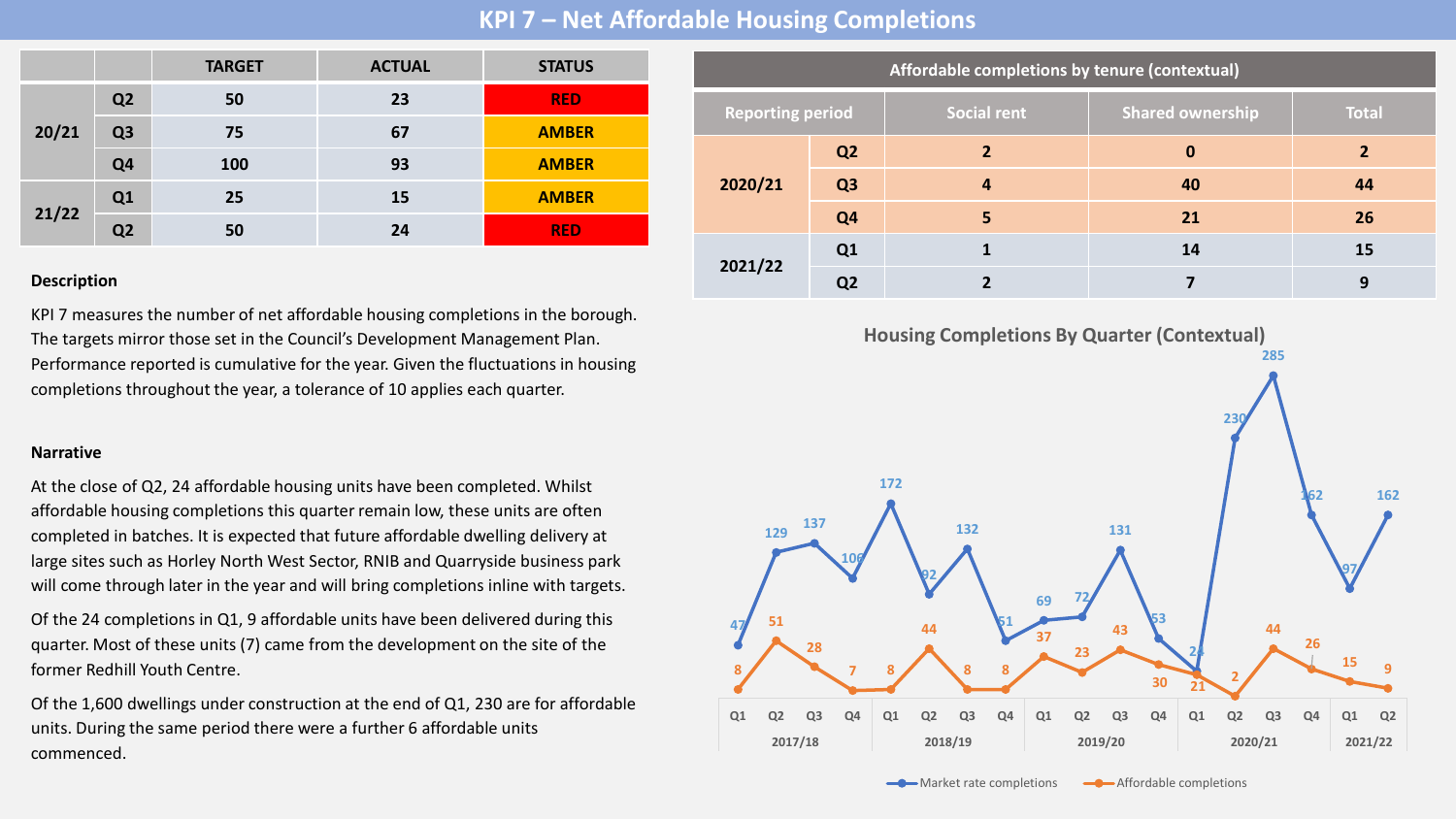# KPI 7 – Net Affordable Housing Completions

| | | TARGET | ACTUAL | STATUS |
|---|---|---|---|---|
| 20/21 | Q2 | 50 | 23 | RED |
| | Q3 | 75 | 67 | AMBER |
| | Q4 | 100 | 93 | AMBER |
| 21/22 | Q1 | 25 | 15 | AMBER |
| | Q2 | 50 | 24 | RED |

**Description**

KPI 7 measures the number of net affordable housing completions in the borough. The targets mirror those set in the Council's Development Management Plan. Performance reported is cumulative for the year. Given the fluctuations in housing completions throughout the year, a tolerance of 10 applies each quarter.

**Narrative**

At the close of Q2, 24 affordable housing units have been completed. Whilst affordable housing completions this quarter remain low, these units are often completed in batches. It is expected that future affordable dwelling delivery at large sites such as Horley North West Sector, RNIB and Quarryside business park will come through later in the year and will bring completions inline with targets.

Of the 24 completions in Q1, 9 affordable units have been delivered during this quarter. Most of these units (7) came from the development on the site of the former Redhill Youth Centre.

Of the 1,600 dwellings under construction at the end of Q1, 230 are for affordable units. During the same period there were a further 6 affordable units commenced.

**Affordable completions by tenure (contextual)**

| Reporting period | | Social rent | Shared ownership | Total |
|---|---|---|---|---|
| 2020/21 | Q2 | 2 | 0 | 2 |
| | Q3 | 4 | 40 | 44 |
| | Q4 | 5 | 21 | 26 |
| 2021/22 | Q1 | 1 | 14 | 15 |
| | Q2 | 2 | 7 | 9 |

**Housing Completions By Quarter (Contextual)**

| Year | Quarter | Market rate completions | Affordable completions |
|---|---|---|---|
| 2017/18 | Q1 | 47 | 8 |
| | Q2 | 129 | 51 |
| | Q3 | 137 | 28 |
| | Q4 | 106 | 7 |
| 2018/19 | Q1 | 172 | 8 |
| | Q2 | 92 | 44 |
| | Q3 | 132 | 8 |
| | Q4 | 51 | 8 |
| 2019/20 | Q1 | 69 | 37 |
| | Q2 | 72 | 23 |
| | Q3 | 131 | 43 |
| | Q4 | 53 | 30 |
| 2020/21 | Q1 | 24 | 21 |
| | Q2 | 230 | 2 |
| | Q3 | 285 | 44 |
| | Q4 | 162 | 26 |
| 2021/22 | Q1 | 97 | 15 |
| | Q2 | 162 | 9 |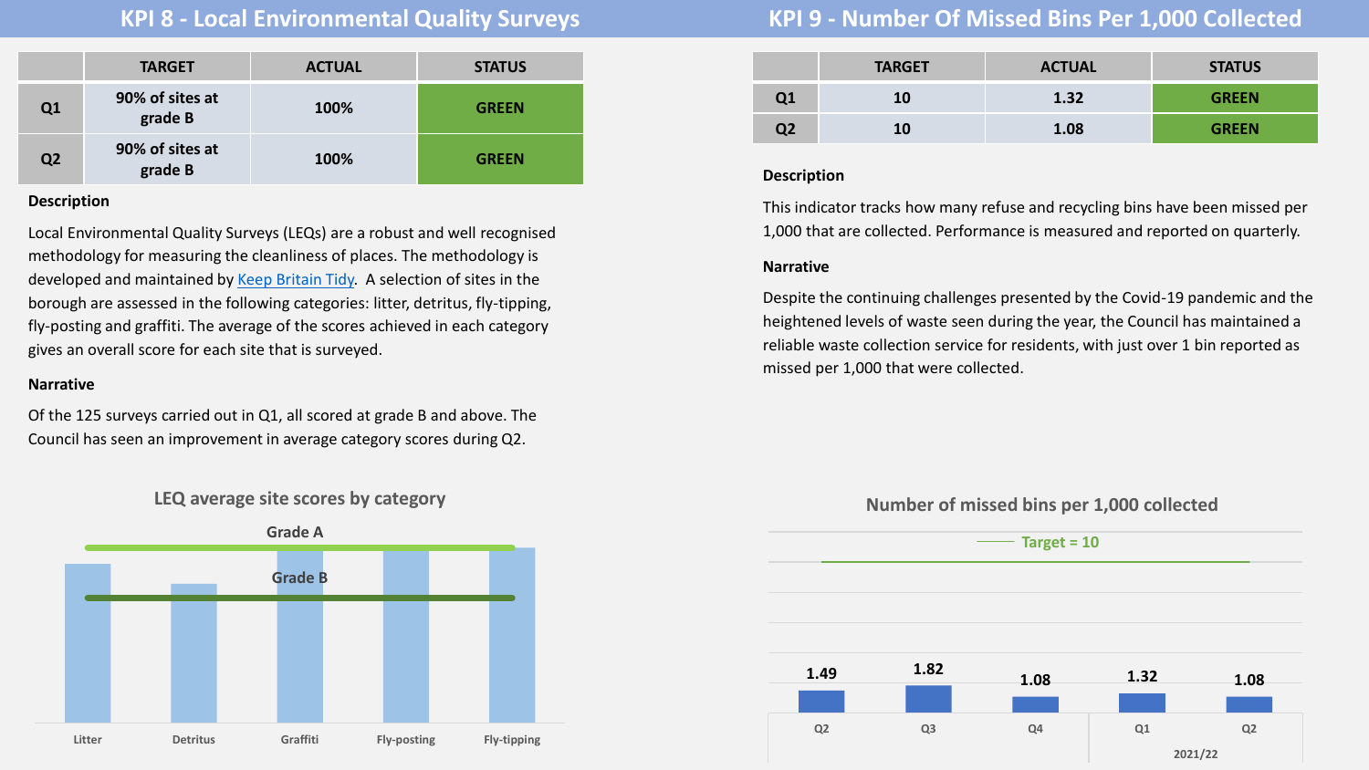## KPI 8 - Local Environmental Quality Surveys

| | TARGET | ACTUAL | STATUS |
|---|---|---|---|
| Q1 | 90% of sites at grade B | 100% | GREEN |
| Q2 | 90% of sites at grade B | 100% | GREEN |

**Description**

Local Environmental Quality Surveys (LEQs) are a robust and well recognised methodology for measuring the cleanliness of places. The methodology is developed and maintained by Keep Britain Tidy. A selection of sites in the borough are assessed in the following categories: litter, detritus, fly-tipping, fly-posting and graffiti. The average of the scores achieved in each category gives an overall score for each site that is surveyed.

**Narrative**

Of the 125 surveys carried out in Q1, all scored at grade B and above. The Council has seen an improvement in average category scores during Q2.

LEQ average site scores by category

Grade A

Grade B

Litter, Detritus, Graffiti, Fly-posting, Fly-tipping

## KPI 9 - Number Of Missed Bins Per 1,000 Collected

| | TARGET | ACTUAL | STATUS |
|---|---|---|---|
| Q1 | 10 | 1.32 | GREEN |
| Q2 | 10 | 1.08 | GREEN |

**Description**

This indicator tracks how many refuse and recycling bins have been missed per 1,000 that are collected. Performance is measured and reported on quarterly.

**Narrative**

Despite the continuing challenges presented by the Covid-19 pandemic and the heightened levels of waste seen during the year, the Council has maintained a reliable waste collection service for residents, with just over 1 bin reported as missed per 1,000 that were collected.

Number of missed bins per 1,000 collected

Target = 10

| Q2 | Q3 | Q4 | Q1 (2021/22) | Q2 (2021/22) |
|---|---|---|---|---|
| 1.49 | 1.82 | 1.08 | 1.32 | 1.08 |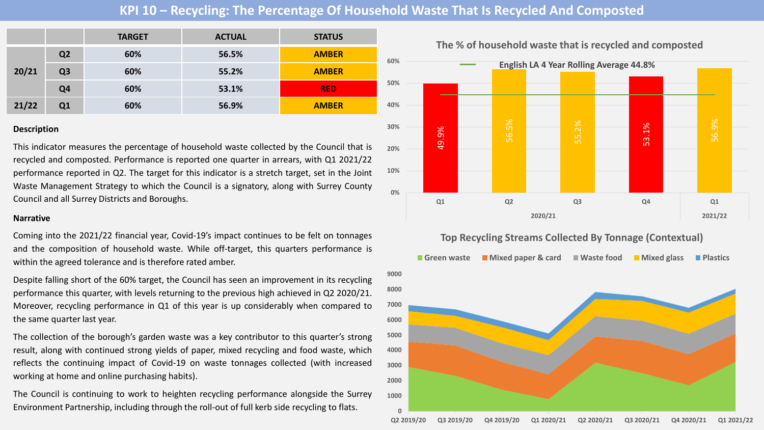# KPI 10 – Recycling: The Percentage Of Household Waste That Is Recycled And Composted

| | | TARGET | ACTUAL | STATUS |
|---|---|---|---|---|
| 20/21 | Q2 | 60% | 56.5% | AMBER |
| | Q3 | 60% | 55.2% | AMBER |
| | Q4 | 60% | 53.1% | RED |
| 21/22 | Q1 | 60% | 56.9% | AMBER |

**Description**

This indicator measures the percentage of household waste collected by the Council that is recycled and composted. Performance is reported one quarter in arrears, with Q1 2021/22 performance reported in Q2. The target for this indicator is a stretch target, set in the Joint Waste Management Strategy to which the Council is a signatory, along with Surrey County Council and all Surrey Districts and Boroughs.

**Narrative**

Coming into the 2021/22 financial year, Covid-19's impact continues to be felt on tonnages and the composition of household waste. While off-target, this quarters performance is within the agreed tolerance and is therefore rated amber.

Despite falling short of the 60% target, the Council has seen an improvement in its recycling performance this quarter, with levels returning to the previous high achieved in Q2 2020/21. Moreover, recycling performance in Q1 of this year is up considerably when compared to the same quarter last year.

The collection of the borough's garden waste was a key contributor to this quarter's strong result, along with continued strong yields of paper, mixed recycling and food waste, which reflects the continuing impact of Covid-19 on waste tonnages collected (with increased working at home and online purchasing habits).

The Council is continuing to work to heighten recycling performance alongside the Surrey Environment Partnership, including through the roll-out of full kerb side recycling to flats.

The % of household waste that is recycled and composted

English LA 4 Year Rolling Average 44.8%

0% 10% 20% 30% 40% 50% 60%

49.9% 56.5% 55.2% 53.1% 56.9%

Q1 Q2 Q3 Q4 Q1

2020/21 2021/22

Top Recycling Streams Collected By Tonnage (Contextual)

Green waste, Mixed paper & card, Waste food, Mixed glass, Plastics

0 1000 2000 3000 4000 5000 6000 7000 8000 9000

Q2 2019/20, Q3 2019/20, Q4 2019/20, Q1 2020/21, Q2 2020/21, Q3 2020/21, Q4 2020/21, Q1 2021/22